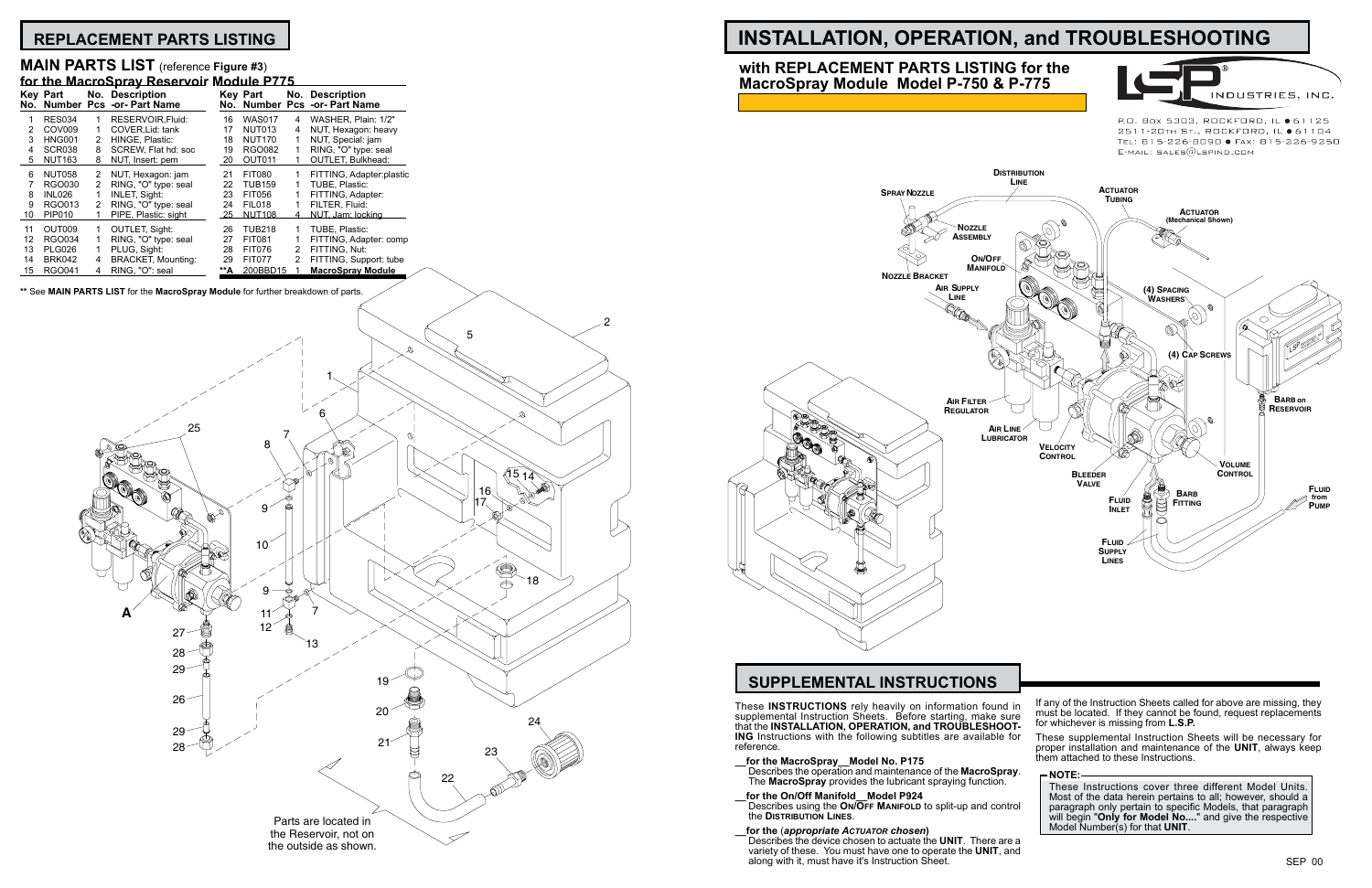## REPLACEMENT PARTS LISTING

### MAIN PARTS LIST (reference Figure #3) for the MacroSpray Reservoir Module P775

| Key No. | Part Number | No. Pcs | Description -or- Part Name | Key No. | Part Number | No. Pcs | Description -or- Part Name |
|---|---|---|---|---|---|---|---|
| 1 | RES034 | 1 | RESERVOIR,Fluid: | 16 | WAS017 | 4 | WASHER, Plain: 1/2" |
| 2 | COV009 | 1 | COVER,Lid: tank | 17 | NUT013 | 4 | NUT, Hexagon: heavy |
| 3 | HNG001 | 2 | HINGE, Plastic: | 18 | NUT170 | 1 | NUT, Special: jam |
| 4 | SCR038 | 8 | SCREW, Flat hd: soc | 19 | RGO082 | 1 | RING, "O" type: seal |
| 5 | NUT163 | 8 | NUT, Insert: pem | 20 | OUT011 | 1 | OUTLET, Bulkhead: |
| 6 | NUT058 | 2 | NUT, Hexagon: jam | 21 | FIT080 | 1 | FITTING, Adapter:plastic |
| 7 | RGO030 | 2 | RING, "O" type: seal | 22 | TUB159 | 1 | TUBE, Plastic: |
| 8 | INL026 | 1 | INLET, Sight: | 23 | FIT056 | 1 | FITTING, Adapter: |
| 9 | RGO013 | 2 | RING, "O" type: seal | 24 | FIL018 | 1 | FILTER, Fluid: |
| 10 | PIP010 | 1 | PIPE, Plastic: sight | 25 | NUT108 | 4 | NUT, Jam: locking |
| 11 | OUT009 | 1 | OUTLET, Sight: | 26 | TUB218 | 1 | TUBE, Plastic: |
| 12 | RGO034 | 1 | RING, "O" type: seal | 27 | FIT081 | 1 | FITTING, Adapter: comp |
| 13 | PLG026 | 1 | PLUG, Sight: | 28 | FIT076 | 2 | FITTING, Nut: |
| 14 | BRK042 | 4 | BRACKET, Mounting: | 29 | FIT077 | 2 | FITTING, Support: tube |
| 15 | RGO041 | 4 | RING, "O": seal | **A | 200BBD15 | 1 | **MacroSpray Module** |

** See **MAIN PARTS LIST** for the **MacroSpray Module** for further breakdown of parts.

Parts are located in the Reservoir, not on the outside as shown.

# INSTALLATION, OPERATION, and TROUBLESHOOTING

## with REPLACEMENT PARTS LISTING for the MacroSpray Module Model P-750 & P-775

LSP INDUSTRIES, INC.

P.O. Box 5303, Rockford, IL ● 61125
2511-20th St., Rockford, IL ● 61104
Tel: 815-226-8090 ● Fax: 815-226-9250
E-mail: sales@lspind.com

## SUPPLEMENTAL INSTRUCTIONS

These **INSTRUCTIONS** rely heavily on information found in supplemental Instruction Sheets. Before starting, make sure that the **INSTALLATION, OPERATION, and TROUBLESHOOTING** Instructions with the following subtitles are available for reference.

__**for the MacroSpray__Model No. P175**
Describes the operation and maintenance of the **MacroSpray**. The **MacroSpray** provides the lubricant spraying function.

__**for the On/Off Manifold__Model P924**
Describes using the **On/Off Manifold** to split-up and control the **Distribution Lines**.

__**for the (*appropriate Actuator chosen*)**
Describes the device chosen to actuate the **UNIT**. There are a variety of these. You must have one to operate the **UNIT**, and along with it, must have it's Instruction Sheet.

If any of the Instruction Sheets called for above are missing, they must be located. If they cannot be found, request replacements for whichever is missing from **L.S.P.**

These supplemental Instruction Sheets will be necessary for proper installation and maintenance of the **UNIT**, always keep them attached to these Instructions.

**NOTE:**
These Instructions cover three different Model Units. Most of the data herein pertains to all; however, should a paragraph only pertain to specific Models, that paragraph will begin "**Only for Model No...**" and give the respective Model Number(s) for that **UNIT**.

SEP 00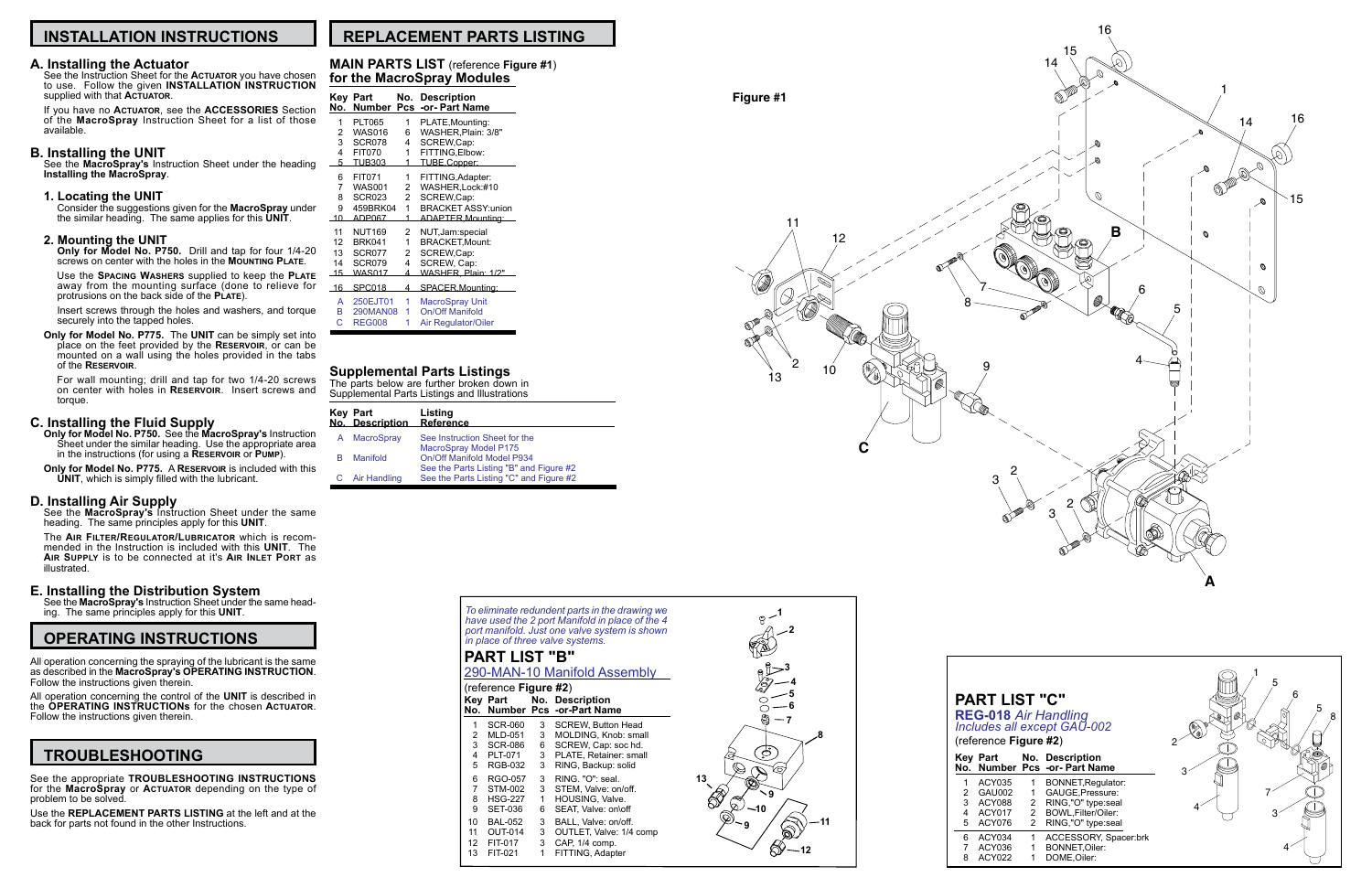# INSTALLATION INSTRUCTIONS

## A. Installing the Actuator

See the Instruction Sheet for the **ACTUATOR** you have chosen to use. Follow the given **INSTALLATION INSTRUCTION** supplied with that **ACTUATOR**.

If you have no **ACTUATOR**, see the **ACCESSORIES** Section of the **MacroSpray** Instruction Sheet for a list of those available.

## B. Installing the UNIT

See the **MacroSpray's** Instruction Sheet under the heading **Installing the MacroSpray**.

### 1. Locating the UNIT

Consider the suggestions given for the **MacroSpray** under the similar heading. The same applies for this **UNIT**.

### 2. Mounting the UNIT

**Only for Model No. P750.** Drill and tap for four 1/4-20 screws on center with the holes in the **MOUNTING PLATE**.

Use the **SPACING WASHERS** supplied to keep the **PLATE** away from the mounting surface (done to relieve for protrusions on the back side of the **PLATE**).

Insert screws through the holes and washers, and torque securely into the tapped holes.

**Only for Model No. P775.** The **UNIT** can be simply set into place on the feet provided by the **RESERVOIR**, or can be mounted on a wall using the holes provided in the tabs of the **RESERVOIR**.

For wall mounting; drill and tap for two 1/4-20 screws on center with holes in **RESERVOIR**. Insert screws and torque.

## C. Installing the Fluid Supply

**Only for Model No. P750.** See the **MacroSpray's** Instruction Sheet under the similar heading. Use the appropriate area in the instructions (for using a **RESERVOIR** or **PUMP**).

**Only for Model No. P775.** A **RESERVOIR** is included with this **UNIT**, which is simply filled with the lubricant.

## D. Installing Air Supply

See the **MacroSpray's** Instruction Sheet under the same heading. The same principles apply for this **UNIT**.

The **AIR FILTER/REGULATOR/LUBRICATOR** which is recommended in the Instruction is included with this **UNIT**. The **AIR SUPPLY** is to be connected at it's **AIR INLET PORT** as illustrated.

## E. Installing the Distribution System

See the **MacroSpray's** Instruction Sheet under the same heading. The same principles apply for this **UNIT**.

# OPERATING INSTRUCTIONS

All operation concerning the spraying of the lubricant is the same as described in the **MacroSpray's OPERATING INSTRUCTION**. Follow the instructions given therein.

All operation concerning the control of the **UNIT** is described in the **OPERATING INSTRUCTIONs** for the chosen **ACTUATOR**. Follow the instructions given therein.

# TROUBLESHOOTING

See the appropriate **TROUBLESHOOTING INSTRUCTIONS** for the **MacroSpray** or **ACTUATOR** depending on the type of problem to be solved.

Use the **REPLACEMENT PARTS LISTING** at the left and at the back for parts not found in the other Instructions.

# REPLACEMENT PARTS LISTING

## MAIN PARTS LIST (reference Figure #1) for the MacroSpray Modules

| Key No. | Part Number | No. Pcs | Description -or- Part Name |
|---|---|---|---|
| 1 | PLT065 | 1 | PLATE,Mounting: |
| 2 | WAS016 | 6 | WASHER,Plain: 3/8" |
| 3 | SCR078 | 4 | SCREW,Cap: |
| 4 | FIT070 | 1 | FITTING,Elbow: |
| 5 | TUB303 | 1 | TUBE,Copper: |
| 6 | FIT071 | 1 | FITTING,Adapter: |
| 7 | WAS001 | 2 | WASHER,Lock:#10 |
| 8 | SCR023 | 2 | SCREW,Cap: |
| 9 | 459BRK04 | 1 | BRACKET ASSY:union |
| 10 | ADP067 | 1 | ADAPTER,Mounting: |
| 11 | NUT169 | 2 | NUT,Jam:special |
| 12 | BRK041 | 1 | BRACKET,Mount: |
| 13 | SCR077 | 2 | SCREW,Cap: |
| 14 | SCR079 | 4 | SCREW, Cap: |
| 15 | WAS017 | 4 | WASHER, Plain: 1/2" |
| 16 | SPC018 | 4 | SPACER,Mounting: |
| A | 250EJT01 | 1 | MacroSpray Unit |
| B | 290MAN08 | 1 | On/Off Manifold |
| C | REG008 | 1 | Air Regulator/Oiler |

## Supplemental Parts Listings

The parts below are further broken down in Supplemental Parts Listings and Illustrations

| Key No. | Part Description | Listing Reference |
|---|---|---|
| A | MacroSpray | See Instruction Sheet for the MacroSpray Model P175 |
| B | Manifold | On/Off Manifold Model P934 See the Parts Listing "B" and Figure #2 |
| C | Air Handling | See the Parts Listing "C" and Figure #2 |

Figure #1

16 15 14 1 14 16 15 11 12 B 7 6 8 5 4 2 10 9 13 C 3 2 3 2 A

*To eliminate redundent parts in the drawing we have used the 2 port Manifold in place of the 4 port manifold. Just one valve system is shown in place of three valve systems.*

## PART LIST "B"

290-MAN-10 Manifold Assembly

(reference **Figure #2**)

| Key No. | Part Number | No. Pcs | Description -or-Part Name |
|---|---|---|---|
| 1 | SCR-060 | 3 | SCREW, Button Head |
| 2 | MLD-051 | 3 | MOLDING, Knob: small |
| 3 | SCR-086 | 6 | SCREW, Cap: soc hd. |
| 4 | PLT-071 | 3 | PLATE, Retainer: small |
| 5 | RGB-032 | 3 | RING, Backup: solid |
| 6 | RGO-057 | 3 | RING. "O": seal. |
| 7 | STM-002 | 3 | STEM, Valve: on/off. |
| 8 | HSG-227 | 1 | HOUSING, Valve. |
| 9 | SET-036 | 6 | SEAT, Valve: on\off |
| 10 | BAL-052 | 3 | BALL, Valve: on/off. |
| 11 | OUT-014 | 3 | OUTLET, Valve: 1/4 comp |
| 12 | FIT-017 | 3 | CAP, 1/4 comp. |
| 13 | FIT-021 | 1 | FITTING, Adapter |

1 2 3 4 5 6 7 8 13 9 10 9 11 12

## PART LIST "C"

**REG-018** *Air Handling*
*Includes all except GAU-002*

(reference **Figure #2**)

| Key No. | Part Number | No. Pcs | Description -or- Part Name |
|---|---|---|---|
| 1 | ACY035 | 1 | BONNET,Regulator: |
| 2 | GAU002 | 1 | GAUGE,Pressure: |
| 3 | ACY088 | 2 | RING,"O" type:seal |
| 4 | ACY017 | 2 | BOWL,Filter/Oiler: |
| 5 | ACY076 | 2 | RING,"O" type:seal |
| 6 | ACY034 | 1 | ACCESSORY, Spacer:brk |
| 7 | ACY036 | 1 | BONNET,Oiler: |
| 8 | ACY022 | 1 | DOME,Oiler: |

1 5 6 5 8 2 3 7 4 3 4